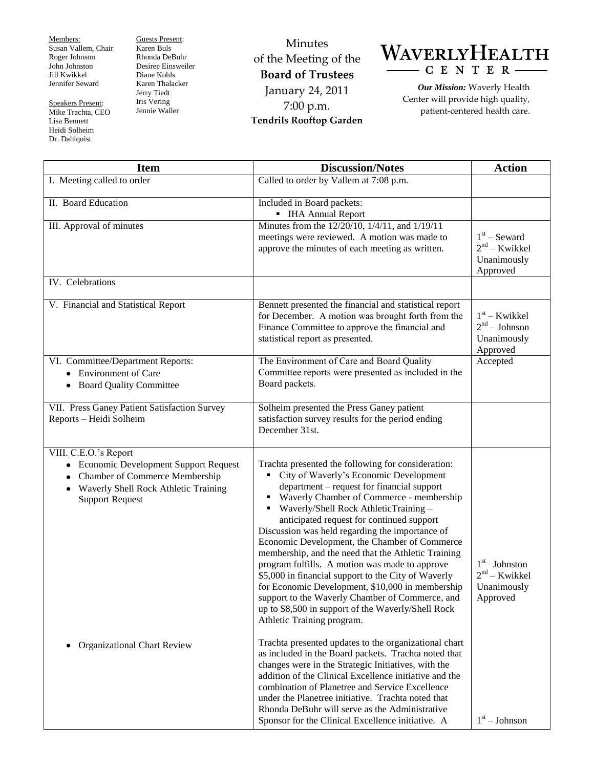Members:
Susan Vallem, Chair
Roger Johnson
John Johnston
Jill Kwikkel
Jennifer Seward

Speakers Present:
Mike Trachta, CEO
Lisa Bennett
Heidi Solheim
Dr. Dahlquist

Guests Present:
Karen Buls
Rhonda DeBuhr
Desiree Einsweiler
Diane Kohls
Karen Thalacker
Jerry Tiedt
Iris Vering
Jennie Waller

Minutes
of the Meeting of the
**Board of Trustees**
January 24, 2011
7:00 p.m.
**Tendrils Rooftop Garden**

# WAVERLY HEALTH CENTER

***Our Mission:*** Waverly Health Center will provide high quality, patient-centered health care.

| Item | Discussion/Notes | Action |
|---|---|---|
| I. Meeting called to order | Called to order by Vallem at 7:08 p.m. | |
| II. Board Education | Included in Board packets: ▪ IHA Annual Report | |
| III. Approval of minutes | Minutes from the 12/20/10, 1/4/11, and 1/19/11 meetings were reviewed. A motion was made to approve the minutes of each meeting as written. | 1st – Seward<br>2nd – Kwikkel<br>Unanimously Approved |
| IV. Celebrations | | |
| V. Financial and Statistical Report | Bennett presented the financial and statistical report for December. A motion was brought forth from the Finance Committee to approve the financial and statistical report as presented. | 1st – Kwikkel<br>2nd – Johnson<br>Unanimously Approved |
| VI. Committee/Department Reports:<br>• Environment of Care<br>• Board Quality Committee | The Environment of Care and Board Quality Committee reports were presented as included in the Board packets. | Accepted |
| VII. Press Ganey Patient Satisfaction Survey Reports – Heidi Solheim | Solheim presented the Press Ganey patient satisfaction survey results for the period ending December 31st. | |
| VIII. C.E.O.'s Report<br>• Economic Development Support Request<br>• Chamber of Commerce Membership<br>• Waverly Shell Rock Athletic Training Support Request | Trachta presented the following for consideration:<br>▪ City of Waverly's Economic Development department – request for financial support<br>▪ Waverly Chamber of Commerce - membership<br>▪ Waverly/Shell Rock AthleticTraining – anticipated request for continued support<br>Discussion was held regarding the importance of Economic Development, the Chamber of Commerce membership, and the need that the Athletic Training program fulfills. A motion was made to approve $5,000 in financial support to the City of Waverly for Economic Development, $10,000 in membership support to the Waverly Chamber of Commerce, and up to $8,500 in support of the Waverly/Shell Rock Athletic Training program. | 1st –Johnston<br>2nd – Kwikkel<br>Unanimously Approved |
| • Organizational Chart Review | Trachta presented updates to the organizational chart as included in the Board packets. Trachta noted that changes were in the Strategic Initiatives, with the addition of the Clinical Excellence initiative and the combination of Planetree and Service Excellence under the Planetree initiative. Trachta noted that Rhonda DeBuhr will serve as the Administrative Sponsor for the Clinical Excellence initiative. A | 1st – Johnson |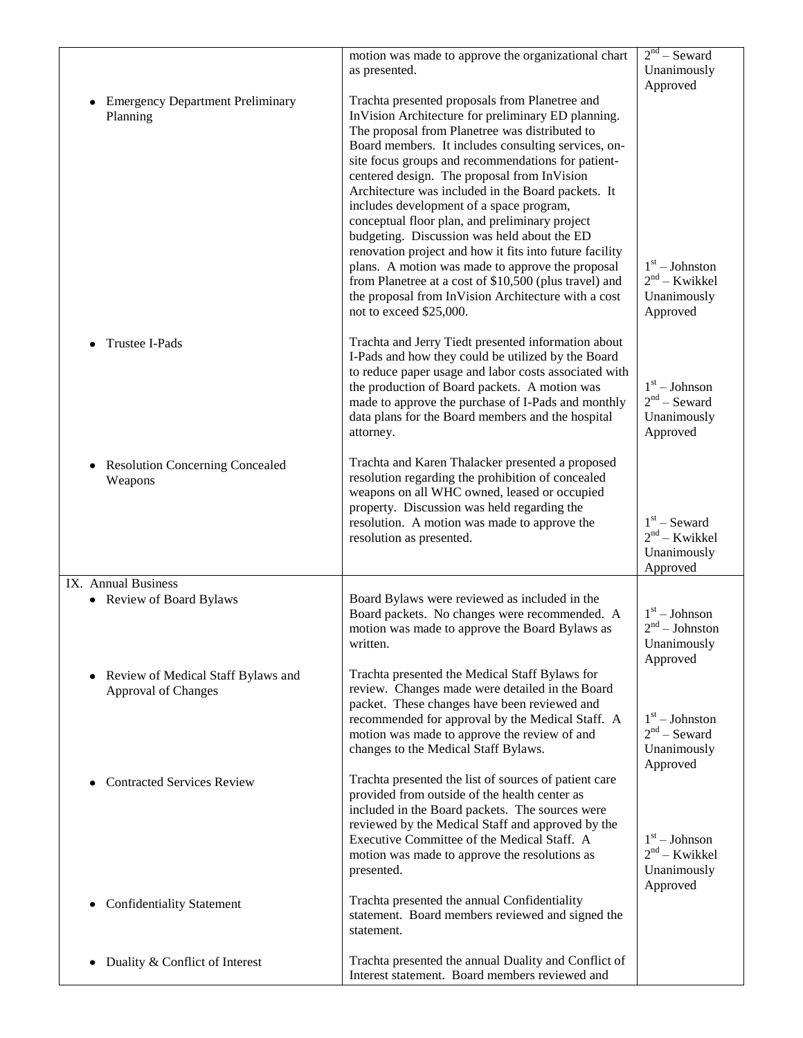| | | |
|---|---|---|
| | motion was made to approve the organizational chart as presented. | 2[nd] – Seward<br>Unanimously Approved |
| • Emergency Department Preliminary Planning | Trachta presented proposals from Planetree and InVision Architecture for preliminary ED planning. The proposal from Planetree was distributed to Board members. It includes consulting services, on-site focus groups and recommendations for patient-centered design. The proposal from InVision Architecture was included in the Board packets. It includes development of a space program, conceptual floor plan, and preliminary project budgeting. Discussion was held about the ED renovation project and how it fits into future facility plans. A motion was made to approve the proposal from Planetree at a cost of $10,500 (plus travel) and the proposal from InVision Architecture with a cost not to exceed $25,000. | 1[st] – Johnston<br>2[nd] – Kwikkel<br>Unanimously Approved |
| • Trustee I-Pads | Trachta and Jerry Tiedt presented information about I-Pads and how they could be utilized by the Board to reduce paper usage and labor costs associated with the production of Board packets. A motion was made to approve the purchase of I-Pads and monthly data plans for the Board members and the hospital attorney. | 1[st] – Johnson<br>2[nd] – Seward<br>Unanimously Approved |
| • Resolution Concerning Concealed Weapons | Trachta and Karen Thalacker presented a proposed resolution regarding the prohibition of concealed weapons on all WHC owned, leased or occupied property. Discussion was held regarding the resolution. A motion was made to approve the resolution as presented. | 1[st] – Seward<br>2[nd] – Kwikkel<br>Unanimously Approved |
| IX. Annual Business<br>• Review of Board Bylaws | Board Bylaws were reviewed as included in the Board packets. No changes were recommended. A motion was made to approve the Board Bylaws as written. | 1[st] – Johnson<br>2[nd] – Johnston<br>Unanimously Approved |
| • Review of Medical Staff Bylaws and Approval of Changes | Trachta presented the Medical Staff Bylaws for review. Changes made were detailed in the Board packet. These changes have been reviewed and recommended for approval by the Medical Staff. A motion was made to approve the review of and changes to the Medical Staff Bylaws. | 1[st] – Johnston<br>2[nd] – Seward<br>Unanimously Approved |
| • Contracted Services Review | Trachta presented the list of sources of patient care provided from outside of the health center as included in the Board packets. The sources were reviewed by the Medical Staff and approved by the Executive Committee of the Medical Staff. A motion was made to approve the resolutions as presented. | 1[st] – Johnson<br>2[nd] – Kwikkel<br>Unanimously Approved |
| • Confidentiality Statement | Trachta presented the annual Confidentiality statement. Board members reviewed and signed the statement. | |
| • Duality & Conflict of Interest | Trachta presented the annual Duality and Conflict of Interest statement. Board members reviewed and | |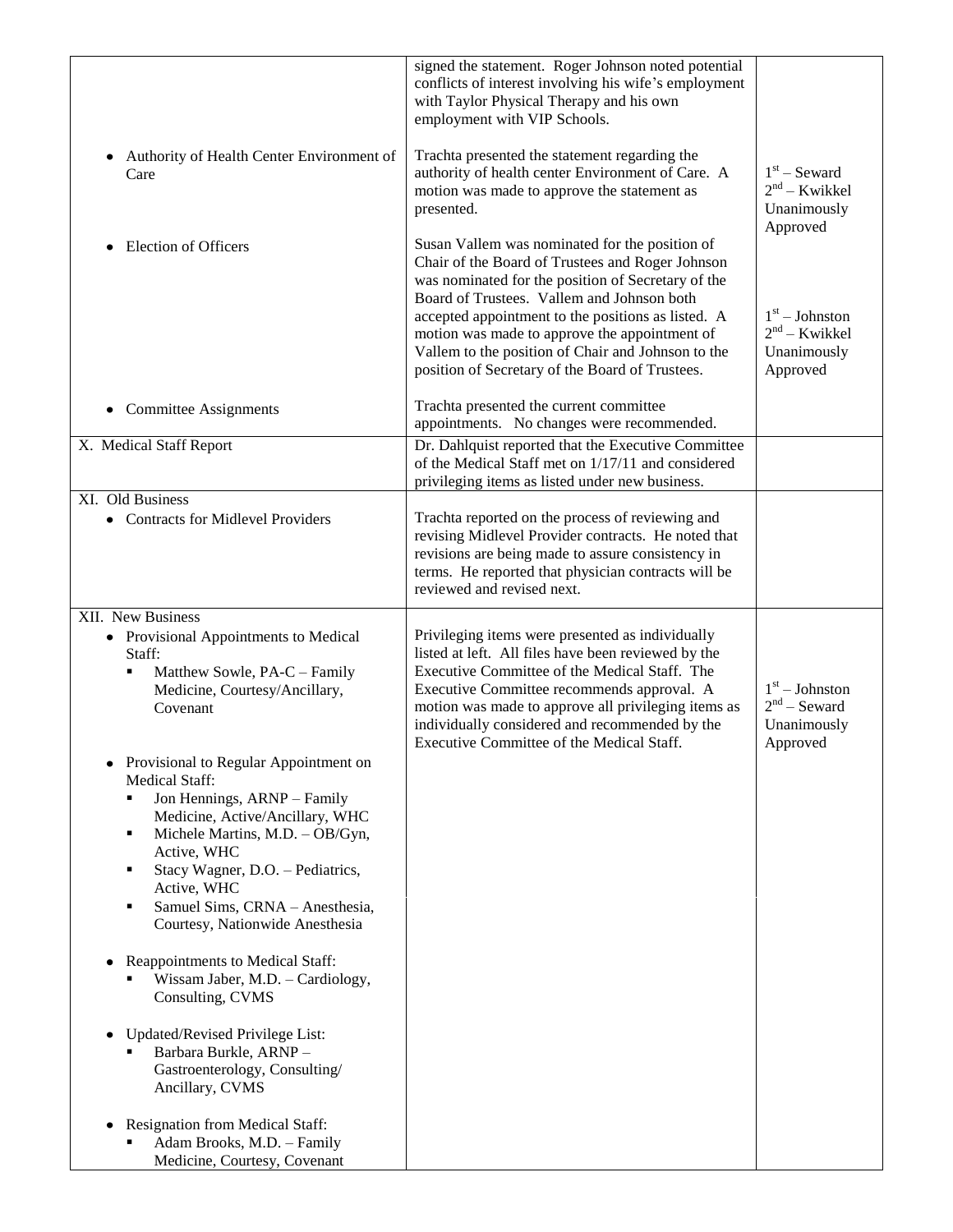| | | |
|---|---|---|
| | signed the statement. Roger Johnson noted potential conflicts of interest involving his wife's employment with Taylor Physical Therapy and his own employment with VIP Schools. | |
| • Authority of Health Center Environment of Care | Trachta presented the statement regarding the authority of health center Environment of Care. A motion was made to approve the statement as presented. | 1st – Seward<br>2nd – Kwikkel<br>Unanimously Approved |
| • Election of Officers | Susan Vallem was nominated for the position of Chair of the Board of Trustees and Roger Johnson was nominated for the position of Secretary of the Board of Trustees. Vallem and Johnson both accepted appointment to the positions as listed. A motion was made to approve the appointment of Vallem to the position of Chair and Johnson to the position of Secretary of the Board of Trustees. | 1st – Johnston<br>2nd – Kwikkel<br>Unanimously Approved |
| • Committee Assignments | Trachta presented the current committee appointments. No changes were recommended. | |
| X. Medical Staff Report | Dr. Dahlquist reported that the Executive Committee of the Medical Staff met on 1/17/11 and considered privileging items as listed under new business. | |
| XI. Old Business<br>• Contracts for Midlevel Providers | Trachta reported on the process of reviewing and revising Midlevel Provider contracts. He noted that revisions are being made to assure consistency in terms. He reported that physician contracts will be reviewed and revised next. | |
| XII. New Business<br>• Provisional Appointments to Medical Staff:<br>▪ Matthew Sowle, PA-C – Family Medicine, Courtesy/Ancillary, Covenant<br><br>• Provisional to Regular Appointment on Medical Staff:<br>▪ Jon Hennings, ARNP – Family Medicine, Active/Ancillary, WHC<br>▪ Michele Martins, M.D. – OB/Gyn, Active, WHC<br>▪ Stacy Wagner, D.O. – Pediatrics, Active, WHC<br>▪ Samuel Sims, CRNA – Anesthesia, Courtesy, Nationwide Anesthesia<br><br>• Reappointments to Medical Staff:<br>▪ Wissam Jaber, M.D. – Cardiology, Consulting, CVMS<br><br>• Updated/Revised Privilege List:<br>▪ Barbara Burkle, ARNP – Gastroenterology, Consulting/ Ancillary, CVMS<br><br>• Resignation from Medical Staff:<br>▪ Adam Brooks, M.D. – Family Medicine, Courtesy, Covenant | Privileging items were presented as individually listed at left. All files have been reviewed by the Executive Committee of the Medical Staff. The Executive Committee recommends approval. A motion was made to approve all privileging items as individually considered and recommended by the Executive Committee of the Medical Staff. | 1st – Johnston<br>2nd – Seward<br>Unanimously Approved |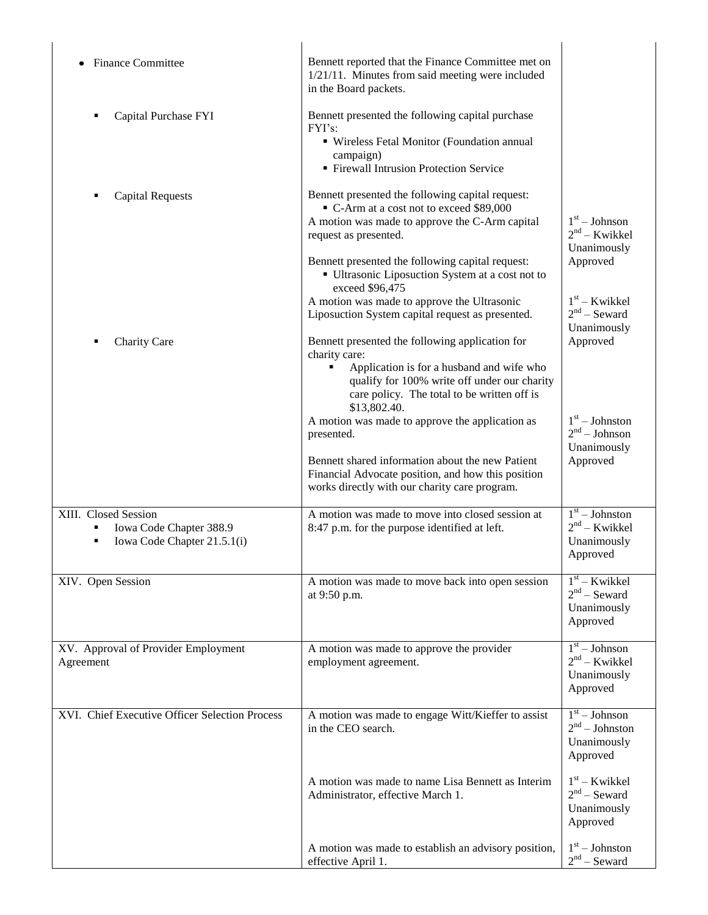| | | |
|---|---|---|
| • Finance Committee | Bennett reported that the Finance Committee met on 1/21/11. Minutes from said meeting were included in the Board packets. | |
| ▪ Capital Purchase FYI | Bennett presented the following capital purchase FYI's:<br>▪ Wireless Fetal Monitor (Foundation annual campaign)<br>▪ Firewall Intrusion Protection Service | |
| ▪ Capital Requests | Bennett presented the following capital request:<br>▪ C-Arm at a cost not to exceed $89,000<br>A motion was made to approve the C-Arm capital request as presented. | 1st – Johnson<br>2nd – Kwikkel<br>Unanimously Approved |
| | Bennett presented the following capital request:<br>▪ Ultrasonic Liposuction System at a cost not to exceed $96,475<br>A motion was made to approve the Ultrasonic Liposuction System capital request as presented. | 1st – Kwikkel<br>2nd – Seward<br>Unanimously Approved |
| ▪ Charity Care | Bennett presented the following application for charity care:<br>▪ Application is for a husband and wife who qualify for 100% write off under our charity care policy. The total to be written off is $13,802.40.<br>A motion was made to approve the application as presented. | 1st – Johnston<br>2nd – Johnson<br>Unanimously Approved |
| | Bennett shared information about the new Patient Financial Advocate position, and how this position works directly with our charity care program. | |
| XIII. Closed Session<br>▪ Iowa Code Chapter 388.9<br>▪ Iowa Code Chapter 21.5.1(i) | A motion was made to move into closed session at 8:47 p.m. for the purpose identified at left. | 1st – Johnston<br>2nd – Kwikkel<br>Unanimously Approved |
| XIV. Open Session | A motion was made to move back into open session at 9:50 p.m. | 1st – Kwikkel<br>2nd – Seward<br>Unanimously Approved |
| XV. Approval of Provider Employment Agreement | A motion was made to approve the provider employment agreement. | 1st – Johnson<br>2nd – Kwikkel<br>Unanimously Approved |
| XVI. Chief Executive Officer Selection Process | A motion was made to engage Witt/Kieffer to assist in the CEO search. | 1st – Johnson<br>2nd – Johnston<br>Unanimously Approved |
| | A motion was made to name Lisa Bennett as Interim Administrator, effective March 1. | 1st – Kwikkel<br>2nd – Seward<br>Unanimously Approved |
| | A motion was made to establish an advisory position, effective April 1. | 1st – Johnston<br>2nd – Seward |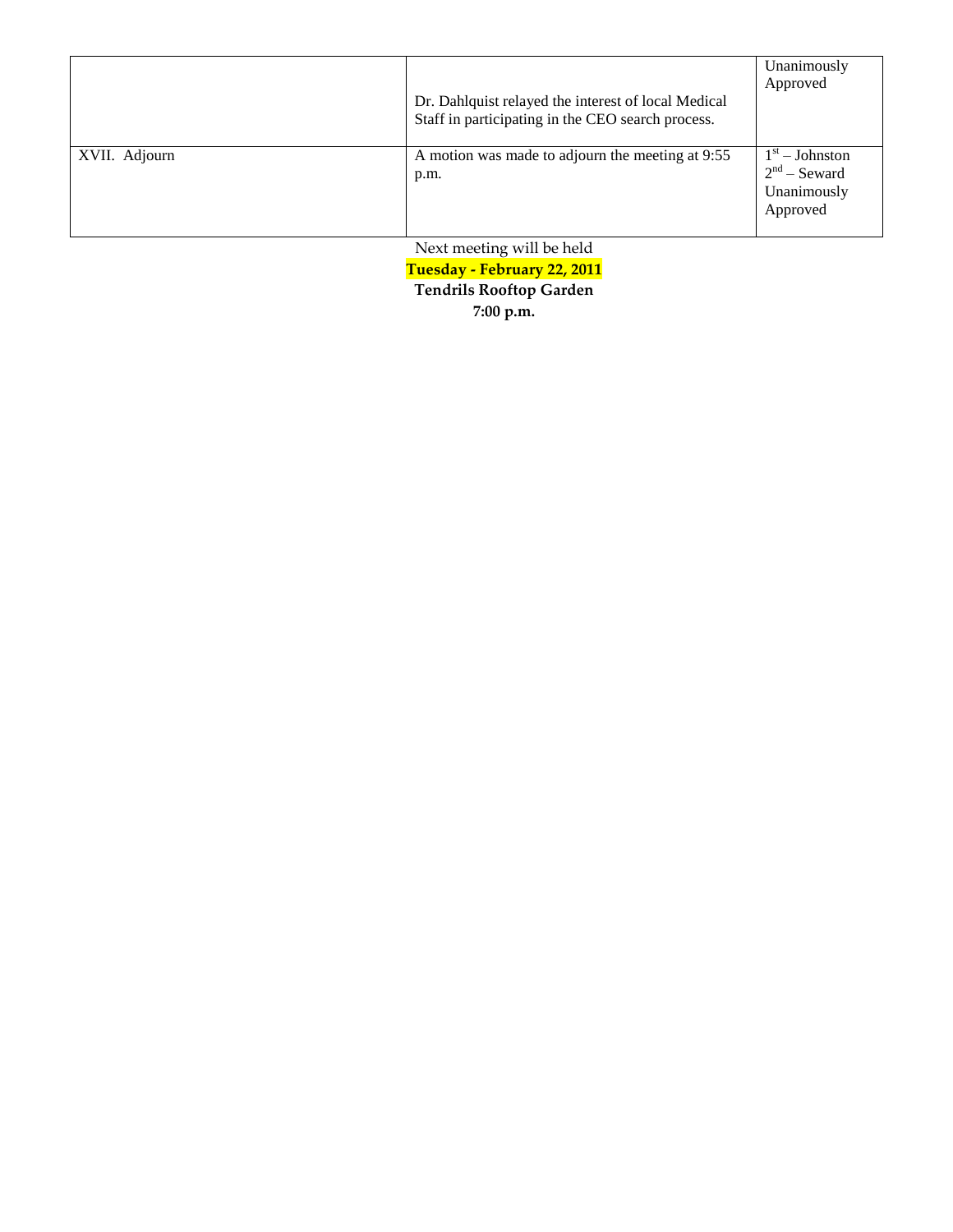| | | |
|---|---|---|
| | Dr. Dahlquist relayed the interest of local Medical Staff in participating in the CEO search process. | Unanimously Approved |
| XVII. Adjourn | A motion was made to adjourn the meeting at 9:55 p.m. | $1^{st}$ – Johnston<br>$2^{nd}$ – Seward<br>Unanimously Approved |

Next meeting will be held

**Tuesday - February 22, 2011**

**Tendrils Rooftop Garden**

**7:00 p.m.**